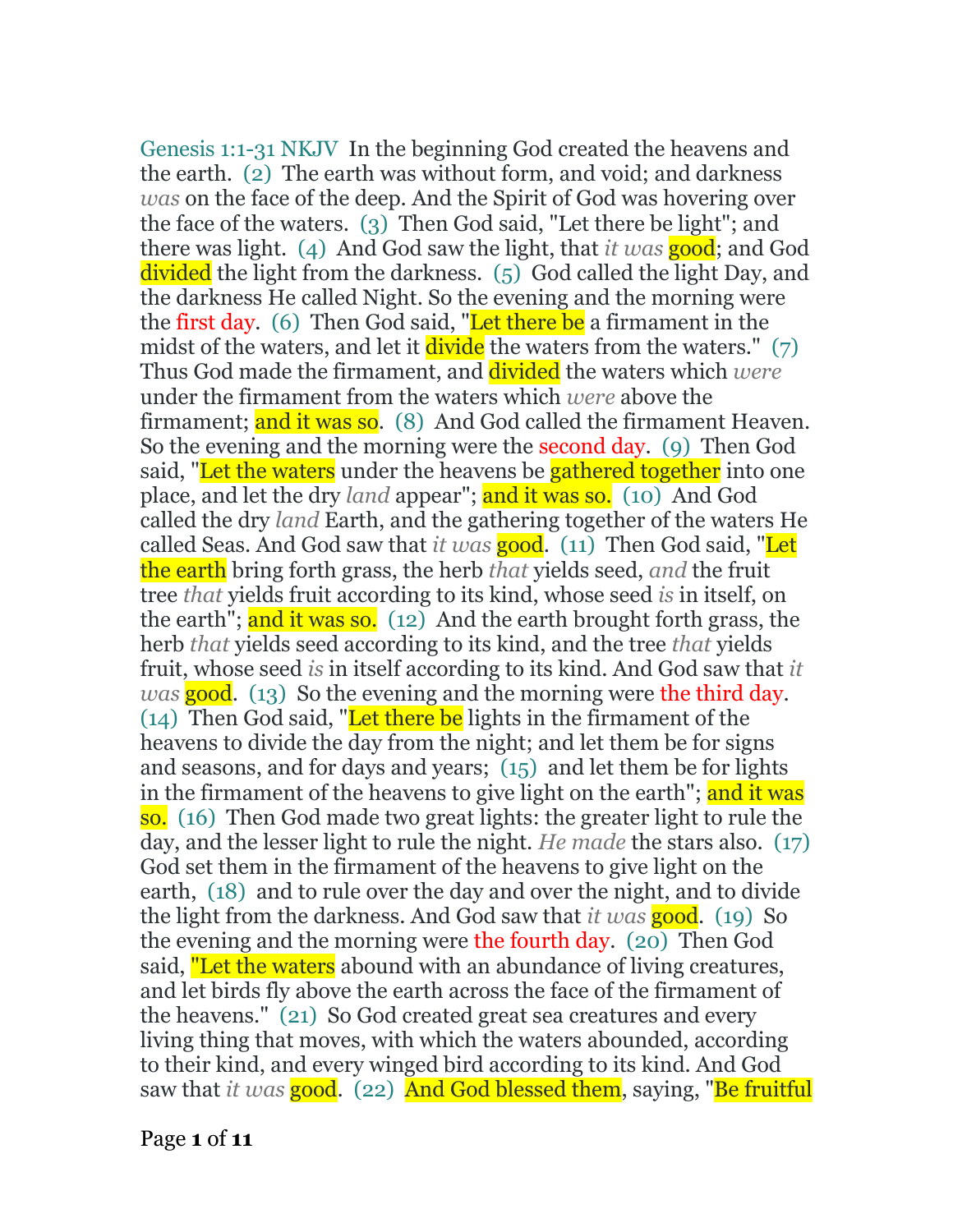Genesis 1:1-31 NKJV In the beginning God created the heavens and the earth. (2) The earth was without form, and void; and darkness *was* on the face of the deep. And the Spirit of God was hovering over the face of the waters. (3) Then God said, "Let there be light"; and there was light. (4) And God saw the light, that *it was* good; and God divided the light from the darkness. (5) God called the light Day, and the darkness He called Night. So the evening and the morning were the first day. (6) Then God said, "Let there be a firmament in the midst of the waters, and let it divide the waters from the waters." (7) Thus God made the firmament, and divided the waters which *were* under the firmament from the waters which *were* above the firmament; and it was so. (8) And God called the firmament Heaven. So the evening and the morning were the second day. (9) Then God said, "Let the waters under the heavens be gathered together into one place, and let the dry *land* appear"; and it was so. (10) And God called the dry *land* Earth, and the gathering together of the waters He called Seas. And God saw that *it was* good. (11) Then God said, "Let the earth bring forth grass, the herb *that* yields seed, *and* the fruit tree *that* yields fruit according to its kind, whose seed *is* in itself, on the earth"; and it was so. (12) And the earth brought forth grass, the herb *that* yields seed according to its kind, and the tree *that* yields fruit, whose seed *is* in itself according to its kind. And God saw that *it was* good. (13) So the evening and the morning were the third day. (14) Then God said, "Let there be lights in the firmament of the heavens to divide the day from the night; and let them be for signs and seasons, and for days and years; (15) and let them be for lights in the firmament of the heavens to give light on the earth"; and it was so. (16) Then God made two great lights: the greater light to rule the day, and the lesser light to rule the night. *He made* the stars also. (17) God set them in the firmament of the heavens to give light on the earth, (18) and to rule over the day and over the night, and to divide the light from the darkness. And God saw that *it was* good. (19) So the evening and the morning were the fourth day. (20) Then God said, "Let the waters abound with an abundance of living creatures, and let birds fly above the earth across the face of the firmament of the heavens." (21) So God created great sea creatures and every living thing that moves, with which the waters abounded, according to their kind, and every winged bird according to its kind. And God saw that *it was* good. (22) And God blessed them, saying, "Be fruitful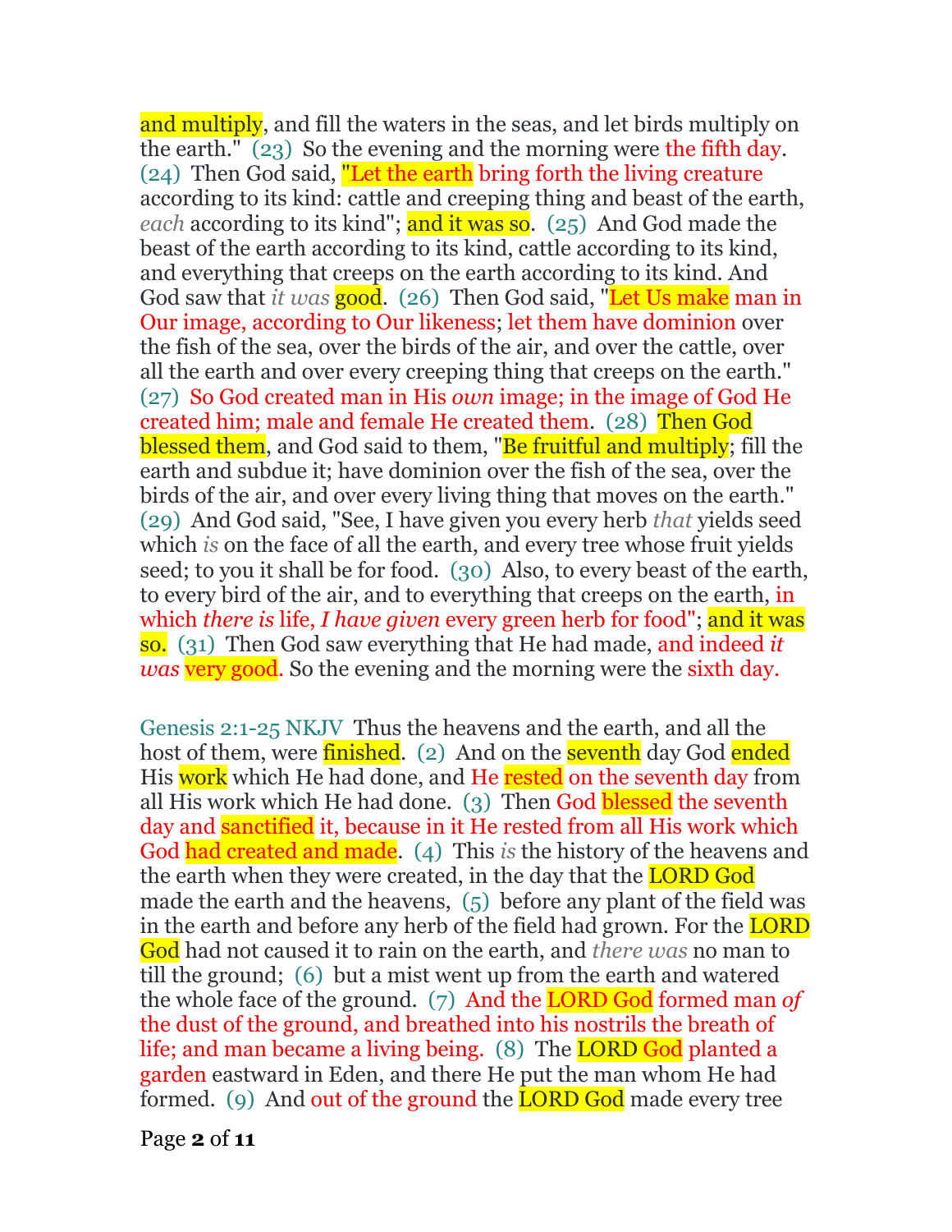and multiply, and fill the waters in the seas, and let birds multiply on the earth." (23) So the evening and the morning were the fifth day. (24) Then God said, "Let the earth bring forth the living creature according to its kind: cattle and creeping thing and beast of the earth, *each* according to its kind"; and it was so. (25) And God made the beast of the earth according to its kind, cattle according to its kind, and everything that creeps on the earth according to its kind. And God saw that *it was* good. (26) Then God said, "Let Us make man in Our image, according to Our likeness; let them have dominion over the fish of the sea, over the birds of the air, and over the cattle, over all the earth and over every creeping thing that creeps on the earth." (27) So God created man in His *own* image; in the image of God He created him; male and female He created them. (28) Then God blessed them, and God said to them, "Be fruitful and multiply; fill the earth and subdue it; have dominion over the fish of the sea, over the birds of the air, and over every living thing that moves on the earth." (29) And God said, "See, I have given you every herb *that* yields seed which *is* on the face of all the earth, and every tree whose fruit yields seed; to you it shall be for food. (30) Also, to every beast of the earth, to every bird of the air, and to everything that creeps on the earth, in which *there is* life, *I have given* every green herb for food"; and it was so. (31) Then God saw everything that He had made, and indeed *it was* very good. So the evening and the morning were the sixth day.

Genesis 2:1-25 NKJV Thus the heavens and the earth, and all the host of them, were finished. (2) And on the seventh day God ended His work which He had done, and He rested on the seventh day from all His work which He had done. (3) Then God blessed the seventh day and sanctified it, because in it He rested from all His work which God had created and made. (4) This *is* the history of the heavens and the earth when they were created, in the day that the LORD God made the earth and the heavens, (5) before any plant of the field was in the earth and before any herb of the field had grown. For the LORD God had not caused it to rain on the earth, and *there was* no man to till the ground; (6) but a mist went up from the earth and watered the whole face of the ground. (7) And the LORD God formed man *of* the dust of the ground, and breathed into his nostrils the breath of life; and man became a living being. (8) The LORD God planted a garden eastward in Eden, and there He put the man whom He had formed. (9) And out of the ground the LORD God made every tree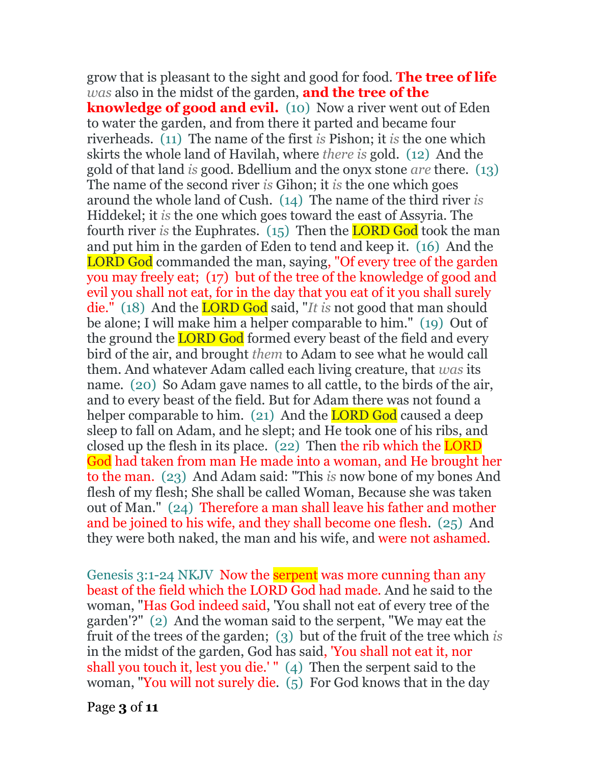grow that is pleasant to the sight and good for food. **The tree of life** *was* also in the midst of the garden, **and the tree of the knowledge of good and evil.** (10) Now a river went out of Eden to water the garden, and from there it parted and became four riverheads. (11) The name of the first *is* Pishon; it *is* the one which skirts the whole land of Havilah, where *there is* gold. (12) And the gold of that land *is* good. Bdellium and the onyx stone *are* there. (13) The name of the second river *is* Gihon; it *is* the one which goes around the whole land of Cush. (14) The name of the third river *is* Hiddekel; it *is* the one which goes toward the east of Assyria. The fourth river *is* the Euphrates. (15) Then the LORD God took the man and put him in the garden of Eden to tend and keep it. (16) And the LORD God commanded the man, saying, "Of every tree of the garden you may freely eat; (17) but of the tree of the knowledge of good and evil you shall not eat, for in the day that you eat of it you shall surely die." (18) And the LORD God said, "*It is* not good that man should be alone; I will make him a helper comparable to him." (19) Out of the ground the LORD God formed every beast of the field and every bird of the air, and brought *them* to Adam to see what he would call them. And whatever Adam called each living creature, that *was* its name. (20) So Adam gave names to all cattle, to the birds of the air, and to every beast of the field. But for Adam there was not found a helper comparable to him. (21) And the LORD God caused a deep sleep to fall on Adam, and he slept; and He took one of his ribs, and closed up the flesh in its place. (22) Then the rib which the LORD God had taken from man He made into a woman, and He brought her to the man. (23) And Adam said: "This *is* now bone of my bones And flesh of my flesh; She shall be called Woman, Because she was taken out of Man." (24) Therefore a man shall leave his father and mother and be joined to his wife, and they shall become one flesh. (25) And they were both naked, the man and his wife, and were not ashamed.

Genesis 3:1-24 NKJV Now the serpent was more cunning than any beast of the field which the LORD God had made. And he said to the woman, "Has God indeed said, 'You shall not eat of every tree of the garden'?" (2) And the woman said to the serpent, "We may eat the fruit of the trees of the garden; (3) but of the fruit of the tree which *is* in the midst of the garden, God has said, 'You shall not eat it, nor shall you touch it, lest you die.' " (4) Then the serpent said to the woman, "You will not surely die. (5) For God knows that in the day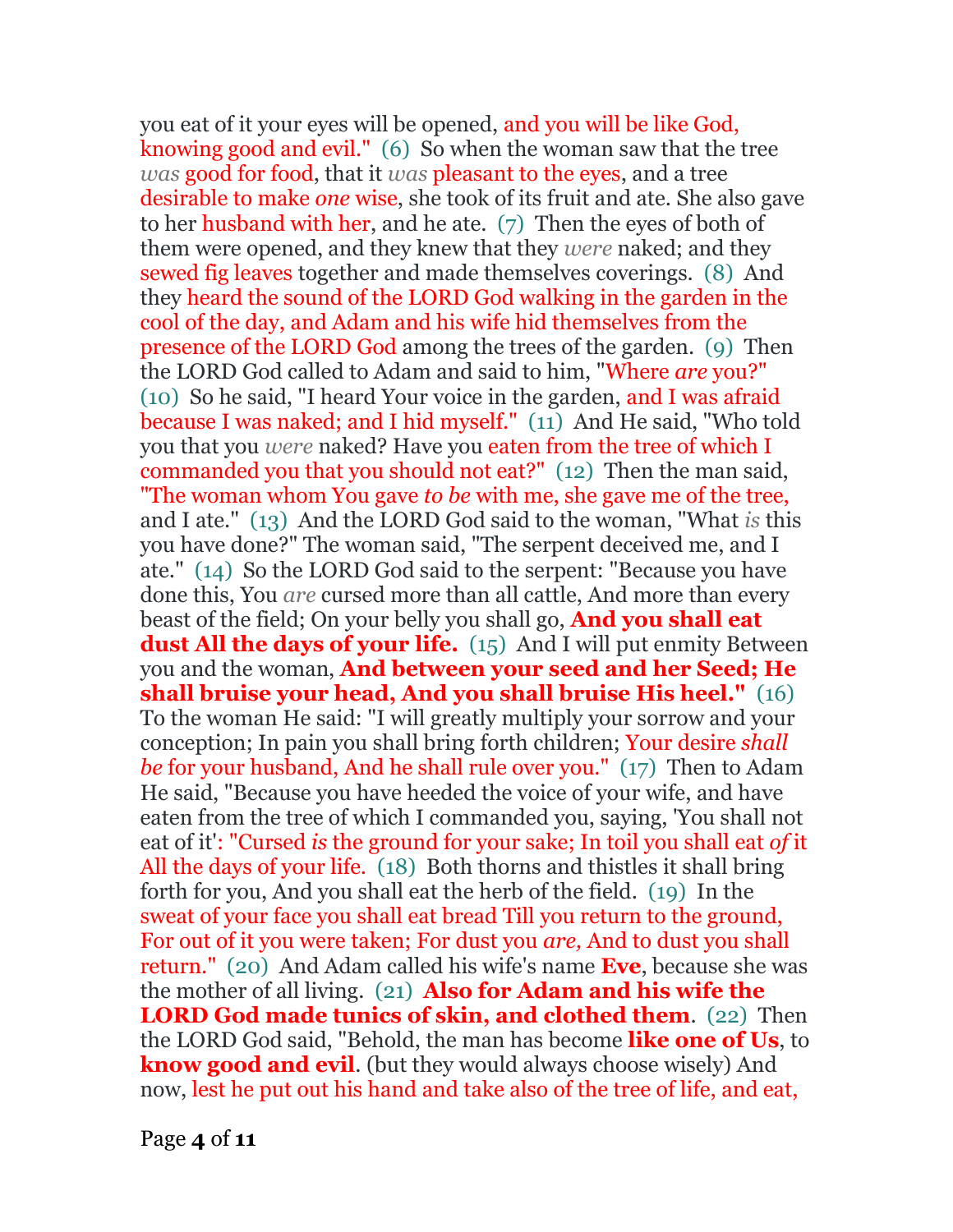you eat of it your eyes will be opened, and you will be like God, knowing good and evil." (6) So when the woman saw that the tree *was* good for food, that it *was* pleasant to the eyes, and a tree desirable to make *one* wise, she took of its fruit and ate. She also gave to her husband with her, and he ate. (7) Then the eyes of both of them were opened, and they knew that they *were* naked; and they sewed fig leaves together and made themselves coverings. (8) And they heard the sound of the LORD God walking in the garden in the cool of the day, and Adam and his wife hid themselves from the presence of the LORD God among the trees of the garden. (9) Then the LORD God called to Adam and said to him, "Where *are* you?" (10) So he said, "I heard Your voice in the garden, and I was afraid because I was naked; and I hid myself." (11) And He said, "Who told you that you *were* naked? Have you eaten from the tree of which I commanded you that you should not eat?" (12) Then the man said, "The woman whom You gave *to be* with me, she gave me of the tree, and I ate." (13) And the LORD God said to the woman, "What *is* this you have done?" The woman said, "The serpent deceived me, and I ate." (14) So the LORD God said to the serpent: "Because you have done this, You *are* cursed more than all cattle, And more than every beast of the field; On your belly you shall go, **And you shall eat dust All the days of your life.** (15) And I will put enmity Between you and the woman, **And between your seed and her Seed; He shall bruise your head, And you shall bruise His heel."** (16) To the woman He said: "I will greatly multiply your sorrow and your conception; In pain you shall bring forth children; Your desire *shall be* for your husband, And he shall rule over you." (17) Then to Adam He said, "Because you have heeded the voice of your wife, and have eaten from the tree of which I commanded you, saying, 'You shall not eat of it': "Cursed *is* the ground for your sake; In toil you shall eat *of* it All the days of your life. (18) Both thorns and thistles it shall bring forth for you, And you shall eat the herb of the field. (19) In the sweat of your face you shall eat bread Till you return to the ground, For out of it you were taken; For dust you *are,* And to dust you shall return." (20) And Adam called his wife's name **Eve**, because she was the mother of all living. (21) **Also for Adam and his wife the LORD God made tunics of skin, and clothed them**. (22) Then the LORD God said, "Behold, the man has become **like one of Us**, to **know good and evil**. (but they would always choose wisely) And now, lest he put out his hand and take also of the tree of life, and eat,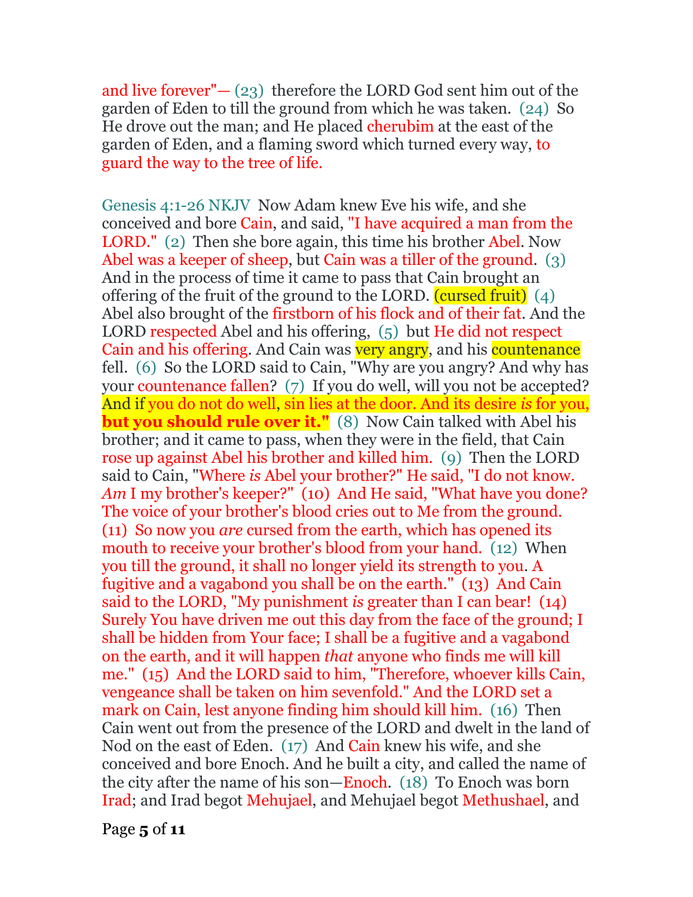and live forever"— (23) therefore the LORD God sent him out of the garden of Eden to till the ground from which he was taken. (24) So He drove out the man; and He placed cherubim at the east of the garden of Eden, and a flaming sword which turned every way, to guard the way to the tree of life.

Genesis 4:1-26 NKJV Now Adam knew Eve his wife, and she conceived and bore Cain, and said, "I have acquired a man from the LORD." (2) Then she bore again, this time his brother Abel. Now Abel was a keeper of sheep, but Cain was a tiller of the ground. (3) And in the process of time it came to pass that Cain brought an offering of the fruit of the ground to the LORD. (cursed fruit) (4) Abel also brought of the firstborn of his flock and of their fat. And the LORD respected Abel and his offering, (5) but He did not respect Cain and his offering. And Cain was very angry, and his countenance fell. (6) So the LORD said to Cain, "Why are you angry? And why has your countenance fallen? (7) If you do well, will you not be accepted? And if you do not do well, sin lies at the door. And its desire *is* for you, **but you should rule over it."** (8) Now Cain talked with Abel his brother; and it came to pass, when they were in the field, that Cain rose up against Abel his brother and killed him. (9) Then the LORD said to Cain, "Where *is* Abel your brother?" He said, "I do not know. *Am* I my brother's keeper?" (10) And He said, "What have you done? The voice of your brother's blood cries out to Me from the ground. (11) So now you *are* cursed from the earth, which has opened its mouth to receive your brother's blood from your hand. (12) When you till the ground, it shall no longer yield its strength to you. A fugitive and a vagabond you shall be on the earth." (13) And Cain said to the LORD, "My punishment *is* greater than I can bear! (14) Surely You have driven me out this day from the face of the ground; I shall be hidden from Your face; I shall be a fugitive and a vagabond on the earth, and it will happen *that* anyone who finds me will kill me." (15) And the LORD said to him, "Therefore, whoever kills Cain, vengeance shall be taken on him sevenfold." And the LORD set a mark on Cain, lest anyone finding him should kill him. (16) Then Cain went out from the presence of the LORD and dwelt in the land of Nod on the east of Eden. (17) And Cain knew his wife, and she conceived and bore Enoch. And he built a city, and called the name of the city after the name of his son—Enoch. (18) To Enoch was born Irad; and Irad begot Mehujael, and Mehujael begot Methushael, and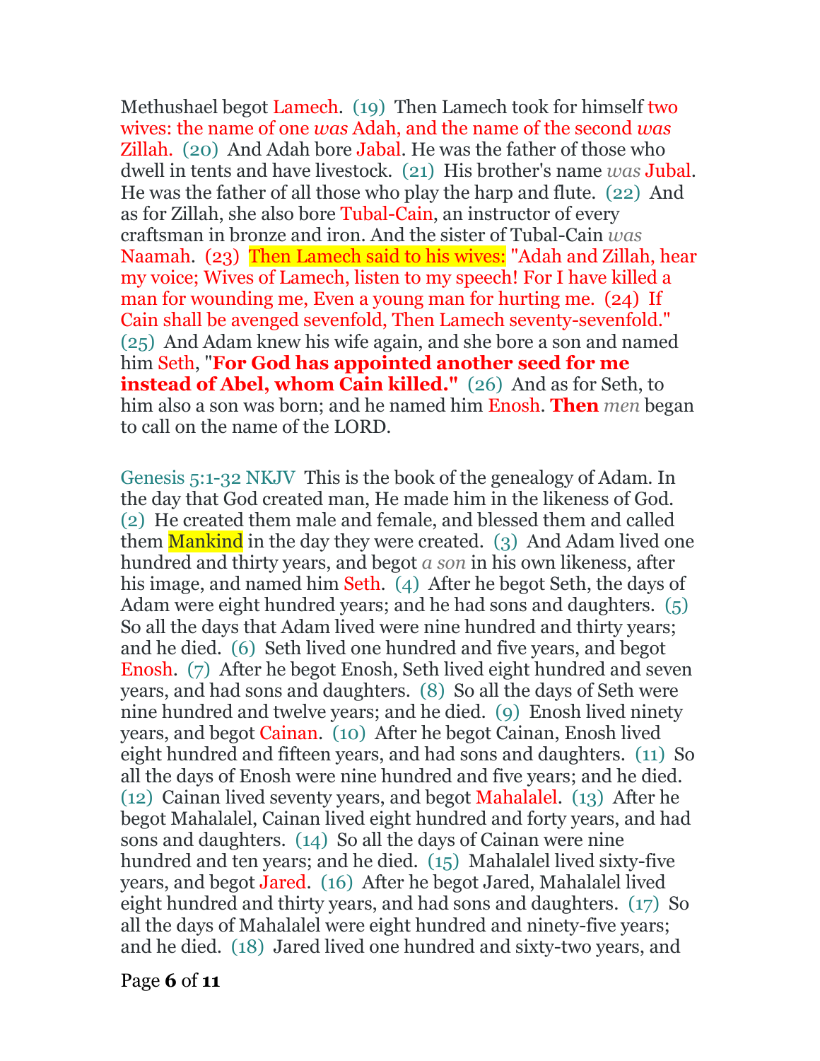Methushael begot Lamech. (19) Then Lamech took for himself two wives: the name of one *was* Adah, and the name of the second *was* Zillah. (20) And Adah bore Jabal. He was the father of those who dwell in tents and have livestock. (21) His brother's name *was* Jubal. He was the father of all those who play the harp and flute. (22) And as for Zillah, she also bore Tubal-Cain, an instructor of every craftsman in bronze and iron. And the sister of Tubal-Cain *was* Naamah. (23) Then Lamech said to his wives: "Adah and Zillah, hear my voice; Wives of Lamech, listen to my speech! For I have killed a man for wounding me, Even a young man for hurting me. (24) If Cain shall be avenged sevenfold, Then Lamech seventy-sevenfold." (25) And Adam knew his wife again, and she bore a son and named him Seth, "**For God has appointed another seed for me instead of Abel, whom Cain killed."** (26) And as for Seth, to him also a son was born; and he named him Enosh. **Then** *men* began to call on the name of the LORD.

Genesis 5:1-32 NKJV This is the book of the genealogy of Adam. In the day that God created man, He made him in the likeness of God. (2) He created them male and female, and blessed them and called them Mankind in the day they were created. (3) And Adam lived one hundred and thirty years, and begot *a son* in his own likeness, after his image, and named him Seth. (4) After he begot Seth, the days of Adam were eight hundred years; and he had sons and daughters. (5) So all the days that Adam lived were nine hundred and thirty years; and he died. (6) Seth lived one hundred and five years, and begot Enosh. (7) After he begot Enosh, Seth lived eight hundred and seven years, and had sons and daughters. (8) So all the days of Seth were nine hundred and twelve years; and he died. (9) Enosh lived ninety years, and begot Cainan. (10) After he begot Cainan, Enosh lived eight hundred and fifteen years, and had sons and daughters. (11) So all the days of Enosh were nine hundred and five years; and he died. (12) Cainan lived seventy years, and begot Mahalalel. (13) After he begot Mahalalel, Cainan lived eight hundred and forty years, and had sons and daughters. (14) So all the days of Cainan were nine hundred and ten years; and he died. (15) Mahalalel lived sixty-five years, and begot Jared. (16) After he begot Jared, Mahalalel lived eight hundred and thirty years, and had sons and daughters. (17) So all the days of Mahalalel were eight hundred and ninety-five years; and he died. (18) Jared lived one hundred and sixty-two years, and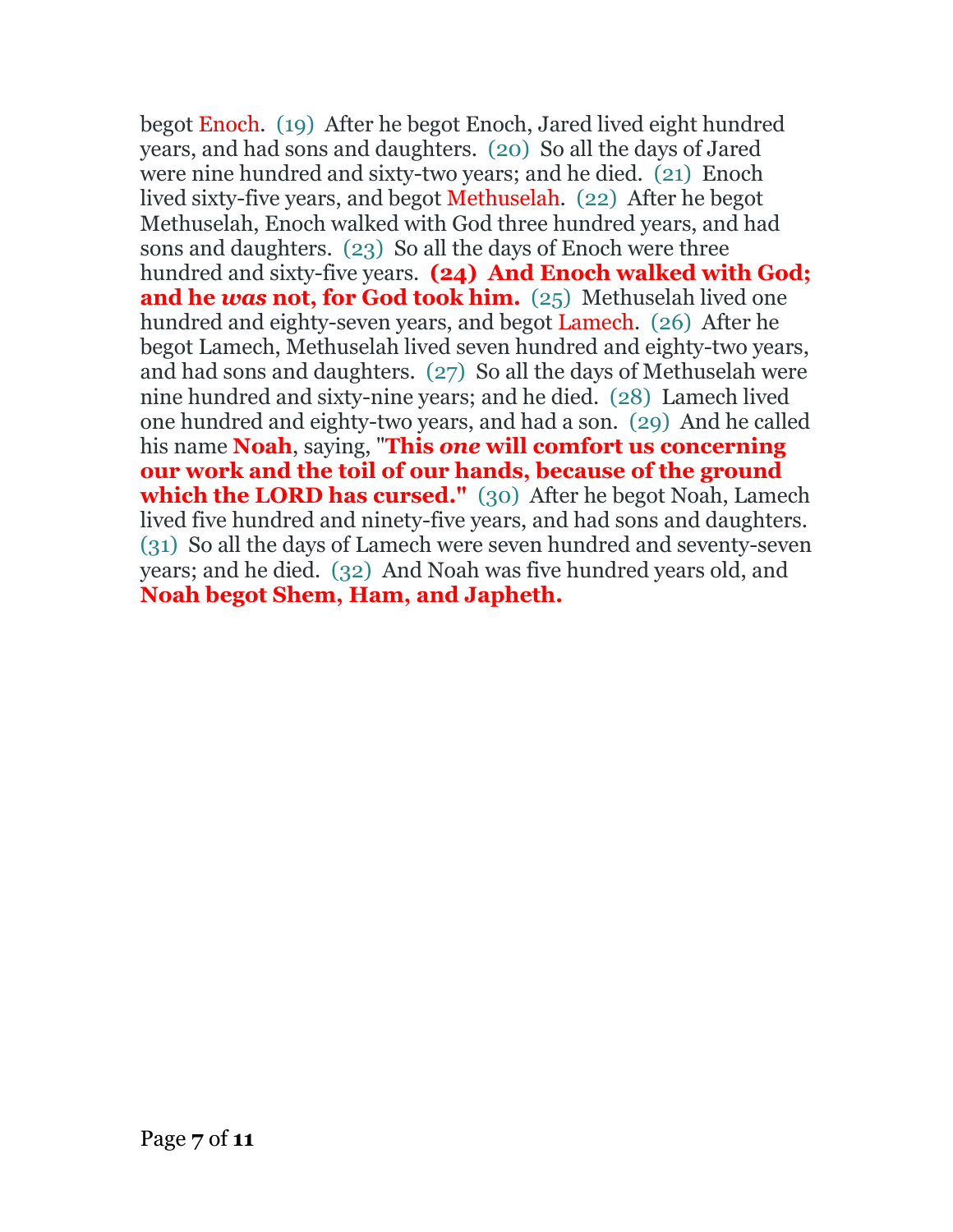begot Enoch. (19) After he begot Enoch, Jared lived eight hundred years, and had sons and daughters. (20) So all the days of Jared were nine hundred and sixty-two years; and he died. (21) Enoch lived sixty-five years, and begot Methuselah. (22) After he begot Methuselah, Enoch walked with God three hundred years, and had sons and daughters. (23) So all the days of Enoch were three hundred and sixty-five years. **(24) And Enoch walked with God; and he *was* not, for God took him.** (25) Methuselah lived one hundred and eighty-seven years, and begot Lamech. (26) After he begot Lamech, Methuselah lived seven hundred and eighty-two years, and had sons and daughters. (27) So all the days of Methuselah were nine hundred and sixty-nine years; and he died. (28) Lamech lived one hundred and eighty-two years, and had a son. (29) And he called his name **Noah**, saying, "**This *one* will comfort us concerning our work and the toil of our hands, because of the ground which the LORD has cursed."** (30) After he begot Noah, Lamech lived five hundred and ninety-five years, and had sons and daughters. (31) So all the days of Lamech were seven hundred and seventy-seven years; and he died. (32) And Noah was five hundred years old, and **Noah begot Shem, Ham, and Japheth.**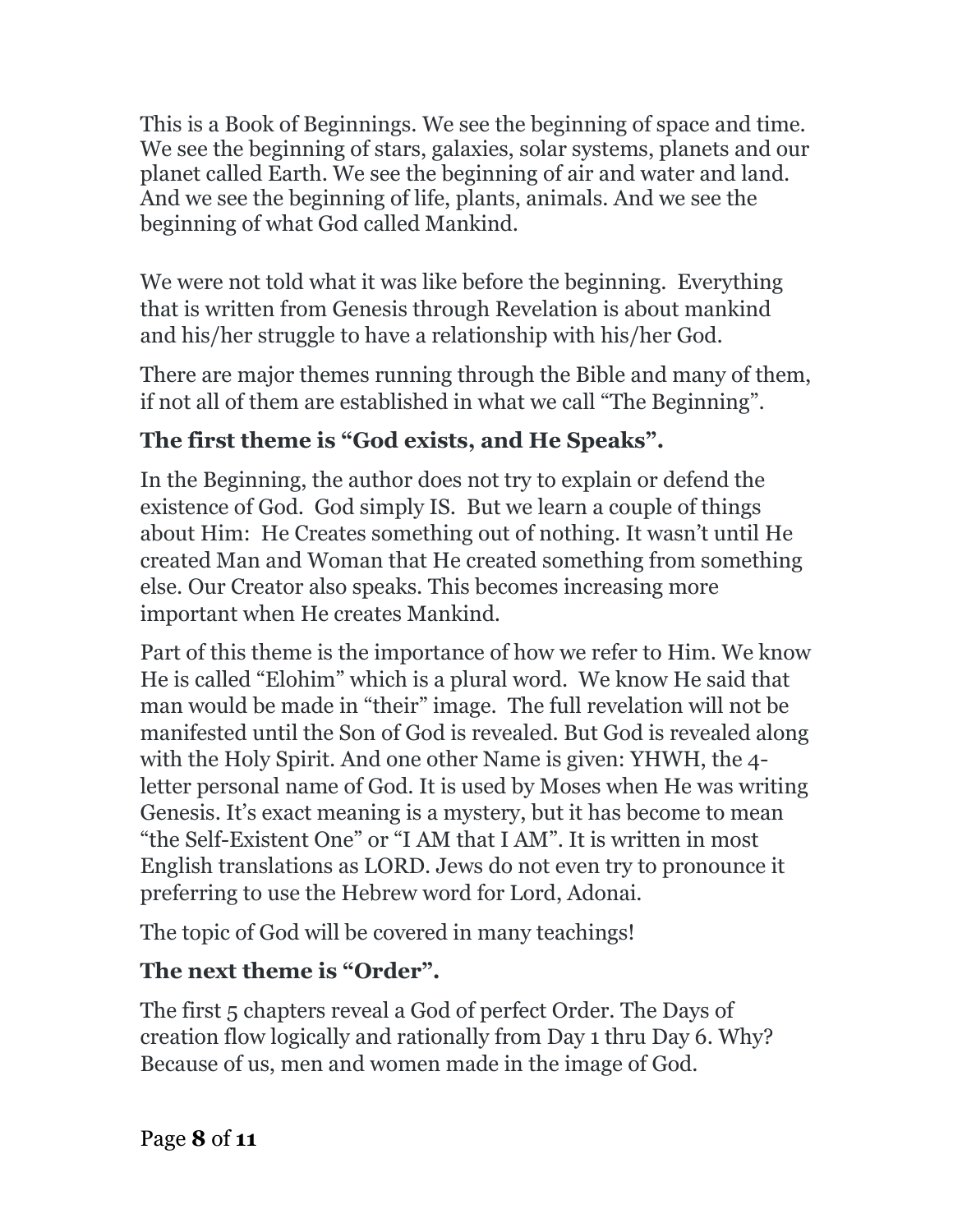This is a Book of Beginnings. We see the beginning of space and time. We see the beginning of stars, galaxies, solar systems, planets and our planet called Earth. We see the beginning of air and water and land. And we see the beginning of life, plants, animals. And we see the beginning of what God called Mankind.

We were not told what it was like before the beginning. Everything that is written from Genesis through Revelation is about mankind and his/her struggle to have a relationship with his/her God.

There are major themes running through the Bible and many of them, if not all of them are established in what we call "The Beginning".

### The first theme is "God exists, and He Speaks".

In the Beginning, the author does not try to explain or defend the existence of God. God simply IS. But we learn a couple of things about Him: He Creates something out of nothing. It wasn't until He created Man and Woman that He created something from something else. Our Creator also speaks. This becomes increasing more important when He creates Mankind.

Part of this theme is the importance of how we refer to Him. We know He is called "Elohim" which is a plural word. We know He said that man would be made in "their" image. The full revelation will not be manifested until the Son of God is revealed. But God is revealed along with the Holy Spirit. And one other Name is given: YHWH, the 4-letter personal name of God. It is used by Moses when He was writing Genesis. It's exact meaning is a mystery, but it has become to mean "the Self-Existent One" or "I AM that I AM". It is written in most English translations as LORD. Jews do not even try to pronounce it preferring to use the Hebrew word for Lord, Adonai.

The topic of God will be covered in many teachings!

### The next theme is "Order".

The first 5 chapters reveal a God of perfect Order. The Days of creation flow logically and rationally from Day 1 thru Day 6. Why? Because of us, men and women made in the image of God.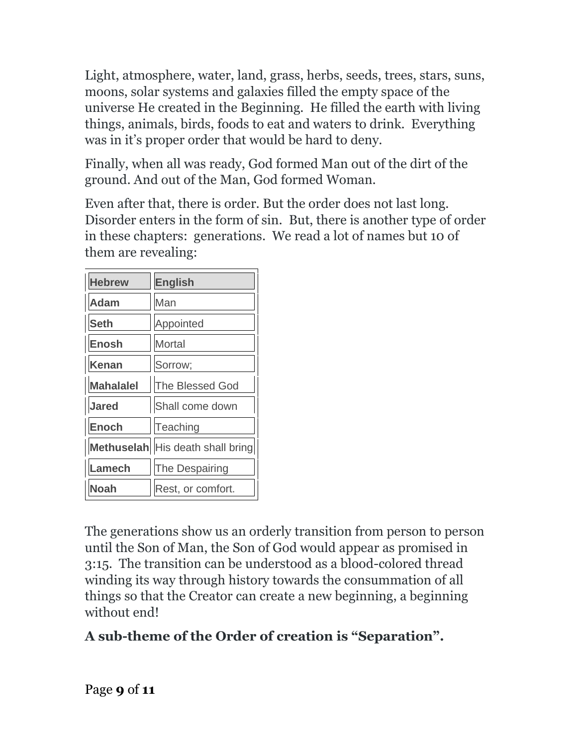Light, atmosphere, water, land, grass, herbs, seeds, trees, stars, suns, moons, solar systems and galaxies filled the empty space of the universe He created in the Beginning. He filled the earth with living things, animals, birds, foods to eat and waters to drink. Everything was in it's proper order that would be hard to deny.

Finally, when all was ready, God formed Man out of the dirt of the ground. And out of the Man, God formed Woman.

Even after that, there is order. But the order does not last long. Disorder enters in the form of sin. But, there is another type of order in these chapters: generations. We read a lot of names but 10 of them are revealing:

| Hebrew | English |
| --- | --- |
| **Adam** | Man |
| **Seth** | Appointed |
| **Enosh** | Mortal |
| **Kenan** | Sorrow; |
| **Mahalalel** | The Blessed God |
| **Jared** | Shall come down |
| **Enoch** | Teaching |
| **Methuselah** | His death shall bring |
| **Lamech** | The Despairing |
| **Noah** | Rest, or comfort. |

The generations show us an orderly transition from person to person until the Son of Man, the Son of God would appear as promised in 3:15. The transition can be understood as a blood-colored thread winding its way through history towards the consummation of all things so that the Creator can create a new beginning, a beginning without end!

**A sub-theme of the Order of creation is "Separation".**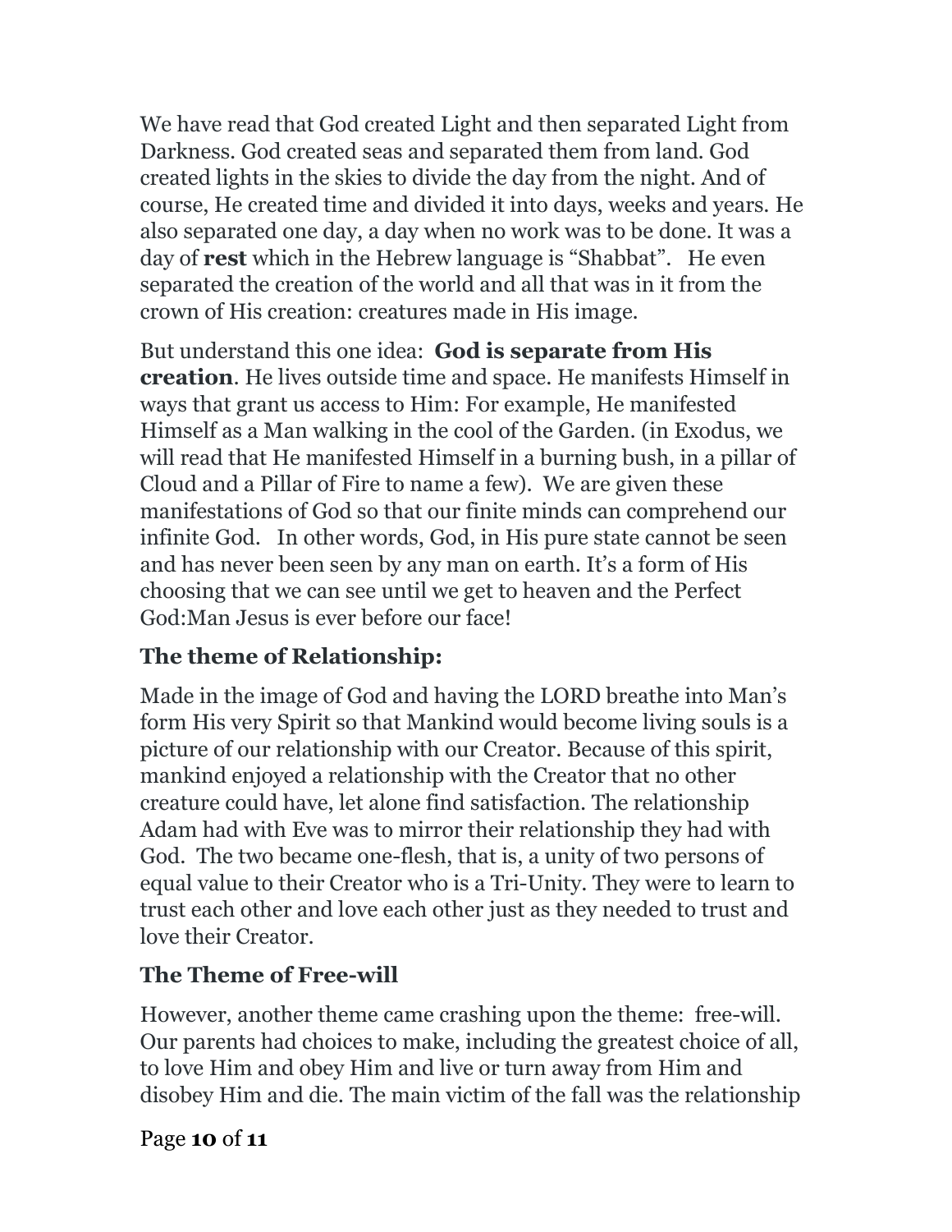We have read that God created Light and then separated Light from Darkness. God created seas and separated them from land. God created lights in the skies to divide the day from the night. And of course, He created time and divided it into days, weeks and years. He also separated one day, a day when no work was to be done. It was a day of **rest** which in the Hebrew language is "Shabbat". He even separated the creation of the world and all that was in it from the crown of His creation: creatures made in His image.

But understand this one idea: **God is separate from His creation**. He lives outside time and space. He manifests Himself in ways that grant us access to Him: For example, He manifested Himself as a Man walking in the cool of the Garden. (in Exodus, we will read that He manifested Himself in a burning bush, in a pillar of Cloud and a Pillar of Fire to name a few). We are given these manifestations of God so that our finite minds can comprehend our infinite God. In other words, God, in His pure state cannot be seen and has never been seen by any man on earth. It's a form of His choosing that we can see until we get to heaven and the Perfect God:Man Jesus is ever before our face!

### The theme of Relationship:

Made in the image of God and having the LORD breathe into Man's form His very Spirit so that Mankind would become living souls is a picture of our relationship with our Creator. Because of this spirit, mankind enjoyed a relationship with the Creator that no other creature could have, let alone find satisfaction. The relationship Adam had with Eve was to mirror their relationship they had with God. The two became one-flesh, that is, a unity of two persons of equal value to their Creator who is a Tri-Unity. They were to learn to trust each other and love each other just as they needed to trust and love their Creator.

### The Theme of Free-will

However, another theme came crashing upon the theme: free-will. Our parents had choices to make, including the greatest choice of all, to love Him and obey Him and live or turn away from Him and disobey Him and die. The main victim of the fall was the relationship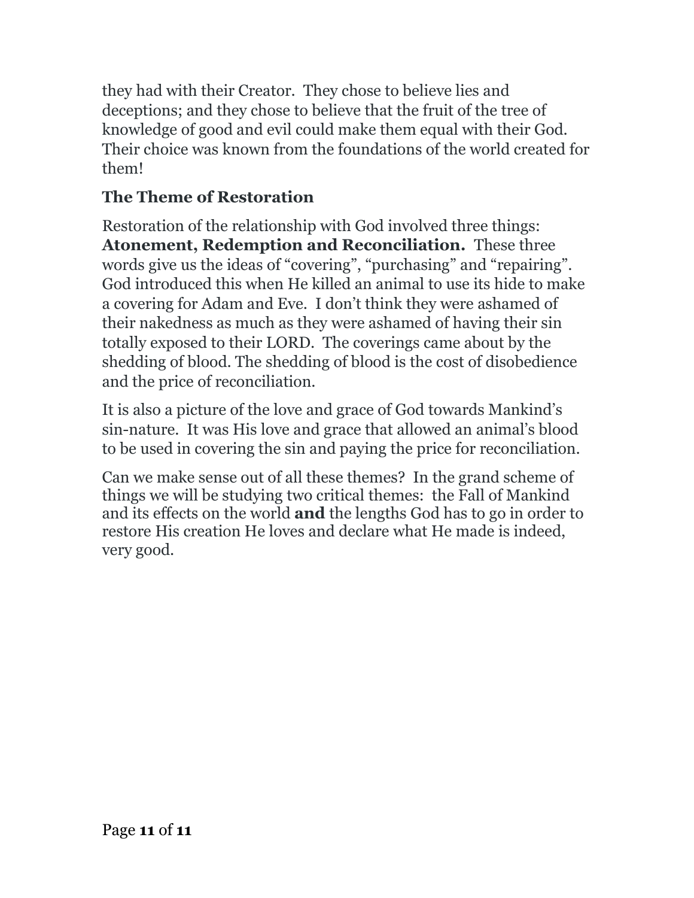they had with their Creator. They chose to believe lies and deceptions; and they chose to believe that the fruit of the tree of knowledge of good and evil could make them equal with their God. Their choice was known from the foundations of the world created for them!

### The Theme of Restoration

Restoration of the relationship with God involved three things: **Atonement, Redemption and Reconciliation.** These three words give us the ideas of "covering", "purchasing" and "repairing". God introduced this when He killed an animal to use its hide to make a covering for Adam and Eve. I don't think they were ashamed of their nakedness as much as they were ashamed of having their sin totally exposed to their LORD. The coverings came about by the shedding of blood. The shedding of blood is the cost of disobedience and the price of reconciliation.

It is also a picture of the love and grace of God towards Mankind's sin-nature. It was His love and grace that allowed an animal's blood to be used in covering the sin and paying the price for reconciliation.

Can we make sense out of all these themes? In the grand scheme of things we will be studying two critical themes: the Fall of Mankind and its effects on the world **and** the lengths God has to go in order to restore His creation He loves and declare what He made is indeed, very good.